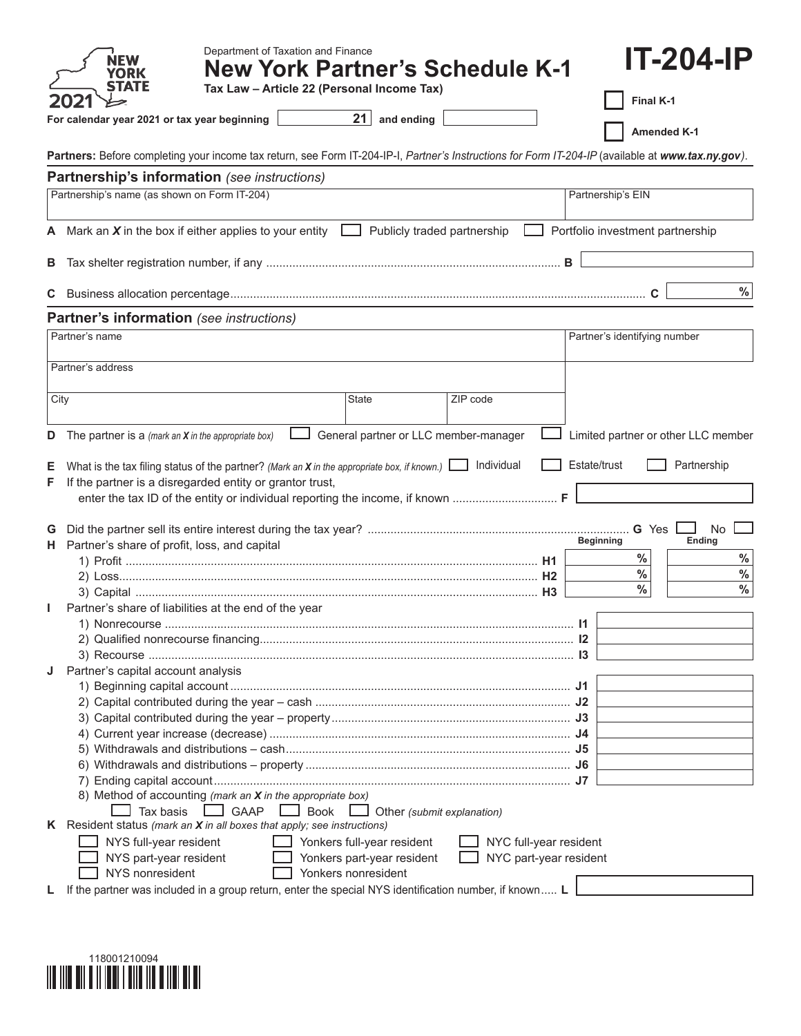Department of Taxation and Finance

# New York Partner's Schedule K-1

**Tax Law – Article 22 (Personal Income Tax)**

# IT-204-IP

NEW YORK STATE 2021

For calendar year 2021 or tax year beginning 21 and ending

☐ Final K-1

☐ Amended K-1

**Partners:** Before completing your income tax return, see Form IT-204-IP-I, *Partner's Instructions for Form IT-204-IP* (available at ***www.tax.ny.gov***).

## Partnership's information *(see instructions)*

| Partnership's name (as shown on Form IT-204) | Partnership's EIN |
|---|---|
| | |

**A** Mark an ***X*** in the box if either applies to your entity ☐ Publicly traded partnership ☐ Portfolio investment partnership

**B** Tax shelter registration number, if any ........ **B**

**C** Business allocation percentage ........ **C** %

## Partner's information *(see instructions)*

| Partner's name | | | Partner's identifying number |
|---|---|---|---|
| Partner's address | | | |
| City | State | ZIP code | |

**D** The partner is a *(mark an **X** in the appropriate box)* ☐ General partner or LLC member-manager ☐ Limited partner or other LLC member

**E** What is the tax filing status of the partner? *(Mark an **X** in the appropriate box, if known.)* ☐ Individual ☐ Estate/trust ☐ Partnership

**F** If the partner is a disregarded entity or grantor trust, enter the tax ID of the entity or individual reporting the income, if known ........ **F**

**G** Did the partner sell its entire interest during the tax year? ........ **G** Yes ☐ No ☐

**H** Partner's share of profit, loss, and capital

| | | Beginning | Ending |
|---|---|---|---|
| 1) Profit | H1 | % | % |
| 2) Loss | H2 | % | % |
| 3) Capital | H3 | % | % |

**I** Partner's share of liabilities at the end of the year

| | | |
|---|---|---|
| 1) Nonrecourse | I1 | |
| 2) Qualified nonrecourse financing | I2 | |
| 3) Recourse | I3 | |

**J** Partner's capital account analysis

| | | |
|---|---|---|
| 1) Beginning capital account | J1 | |
| 2) Capital contributed during the year – cash | J2 | |
| 3) Capital contributed during the year – property | J3 | |
| 4) Current year increase (decrease) | J4 | |
| 5) Withdrawals and distributions – cash | J5 | |
| 6) Withdrawals and distributions – property | J6 | |
| 7) Ending capital account | J7 | |

8) Method of accounting *(mark an **X** in the appropriate box)*
☐ Tax basis ☐ GAAP ☐ Book ☐ Other *(submit explanation)*

**K** Resident status *(mark an **X** in all boxes that apply; see instructions)*

| | | |
|---|---|---|
| ☐ NYS full-year resident | ☐ Yonkers full-year resident | ☐ NYC full-year resident |
| ☐ NYS part-year resident | ☐ Yonkers part-year resident | ☐ NYC part-year resident |
| ☐ NYS nonresident | ☐ Yonkers nonresident | |

**L** If the partner was included in a group return, enter the special NYS identification number, if known ..... **L**

118001210094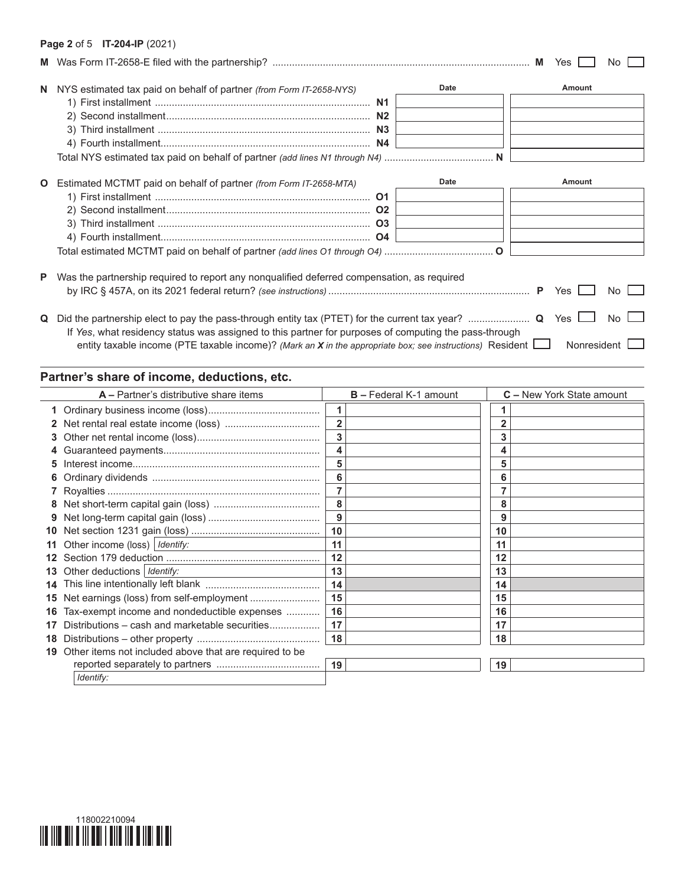**Page 2** of 5 **IT-204-IP** (2021)

**M** Was Form IT-2658-E filed with the partnership? .......... **M** Yes ☐ No ☐

**N** NYS estimated tax paid on behalf of partner *(from Form IT-2658-NYS)*

| | | Date | Amount |
|---|---|---|---|
| 1) First installment | N1 | | |
| 2) Second installment | N2 | | |
| 3) Third installment | N3 | | |
| 4) Fourth installment | N4 | | |
| Total NYS estimated tax paid on behalf of partner *(add lines N1 through N4)* | N | | |

**O** Estimated MCTMT paid on behalf of partner *(from Form IT-2658-MTA)*

| | | Date | Amount |
|---|---|---|---|
| 1) First installment | O1 | | |
| 2) Second installment | O2 | | |
| 3) Third installment | O3 | | |
| 4) Fourth installment | O4 | | |
| Total estimated MCTMT paid on behalf of partner *(add lines O1 through O4)* | O | | |

**P** Was the partnership required to report any nonqualified deferred compensation, as required by IRC § 457A, on its 2021 federal return? *(see instructions)* .......... **P** Yes ☐ No ☐

**Q** Did the partnership elect to pay the pass-through entity tax (PTET) for the current tax year? .......... **Q** Yes ☐ No ☐

If *Yes*, what residency status was assigned to this partner for purposes of computing the pass-through entity taxable income (PTE taxable income)? *(Mark an **X** in the appropriate box; see instructions)* Resident ☐ Nonresident ☐

## Partner's share of income, deductions, etc.

| A – Partner's distributive share items | B – Federal K-1 amount | C – New York State amount |
|---|---|---|
| 1 Ordinary business income (loss) | 1 | 1 |
| 2 Net rental real estate income (loss) | 2 | 2 |
| 3 Other net rental income (loss) | 3 | 3 |
| 4 Guaranteed payments | 4 | 4 |
| 5 Interest income | 5 | 5 |
| 6 Ordinary dividends | 6 | 6 |
| 7 Royalties | 7 | 7 |
| 8 Net short-term capital gain (loss) | 8 | 8 |
| 9 Net long-term capital gain (loss) | 9 | 9 |
| 10 Net section 1231 gain (loss) | 10 | 10 |
| 11 Other income (loss) *Identify:* | 11 | 11 |
| 12 Section 179 deduction | 12 | 12 |
| 13 Other deductions *Identify:* | 13 | 13 |
| 14 This line intentionally left blank | 14 | 14 |
| 15 Net earnings (loss) from self-employment | 15 | 15 |
| 16 Tax-exempt income and nondeductible expenses | 16 | 16 |
| 17 Distributions – cash and marketable securities | 17 | 17 |
| 18 Distributions – other property | 18 | 18 |
| 19 Other items not included above that are required to be reported separately to partners *Identify:* | 19 | 19 |

118002210094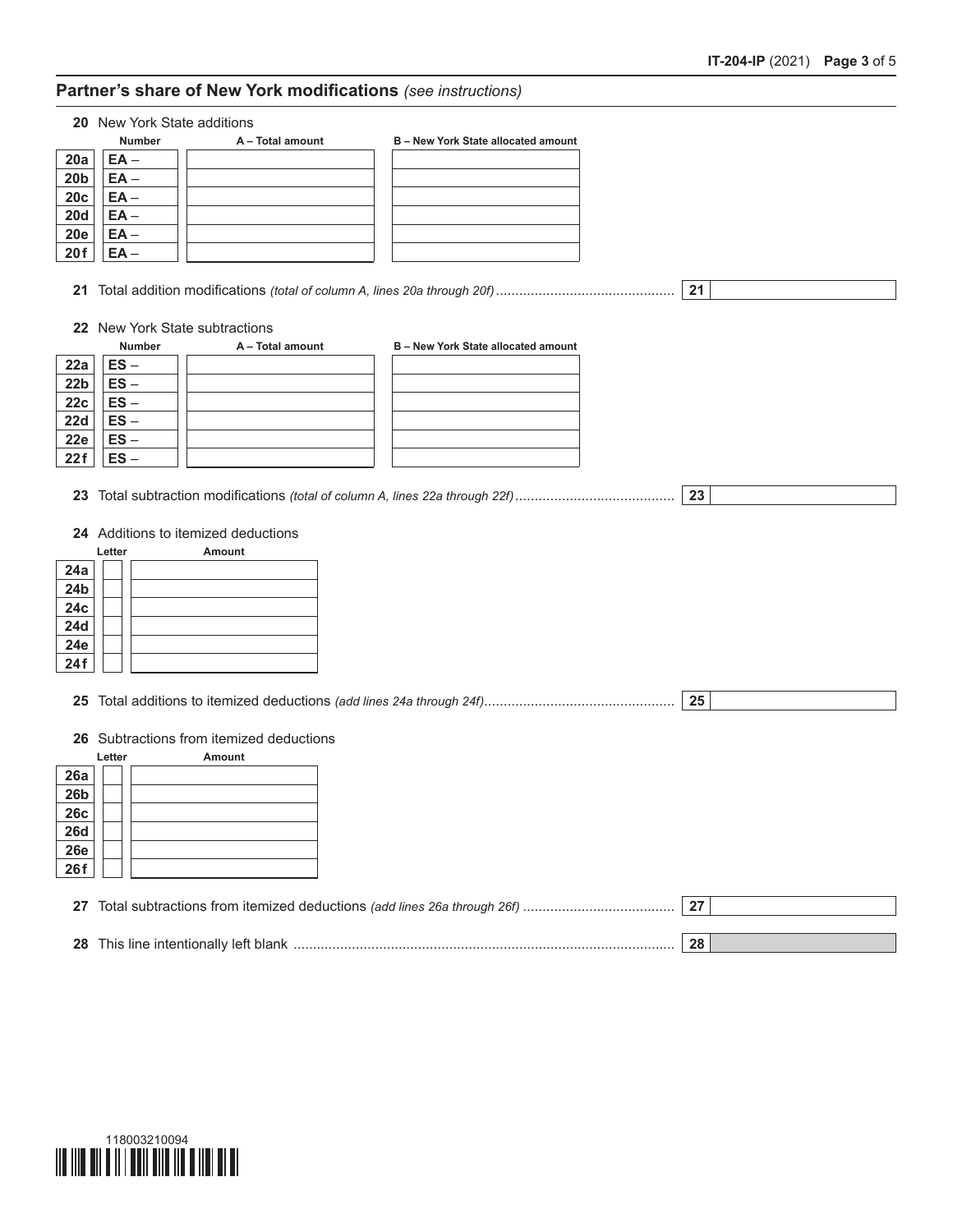## Partner's share of New York modifications *(see instructions)*

**20** New York State additions

| | Number | A – Total amount | B – New York State allocated amount |
|---|---|---|---|
| **20a** | **EA** – | | |
| **20b** | **EA** – | | |
| **20c** | **EA** – | | |
| **20d** | **EA** – | | |
| **20e** | **EA** – | | |
| **20f** | **EA** – | | |

**21** Total addition modifications *(total of column A, lines 20a through 20f)* .............................................. **21**

**22** New York State subtractions

| | Number | A – Total amount | B – New York State allocated amount |
|---|---|---|---|
| **22a** | **ES** – | | |
| **22b** | **ES** – | | |
| **22c** | **ES** – | | |
| **22d** | **ES** – | | |
| **22e** | **ES** – | | |
| **22f** | **ES** – | | |

**23** Total subtraction modifications *(total of column A, lines 22a through 22f)* ......................................... **23**

**24** Additions to itemized deductions

| | Letter | Amount |
|---|---|---|
| **24a** | | |
| **24b** | | |
| **24c** | | |
| **24d** | | |
| **24e** | | |
| **24f** | | |

**25** Total additions to itemized deductions *(add lines 24a through 24f)* ................................................. **25**

**26** Subtractions from itemized deductions

| | Letter | Amount |
|---|---|---|
| **26a** | | |
| **26b** | | |
| **26c** | | |
| **26d** | | |
| **26e** | | |
| **26f** | | |

**27** Total subtractions from itemized deductions *(add lines 26a through 26f)* ....................................... **27**

**28** This line intentionally left blank .................................................................................................. **28**

118003210094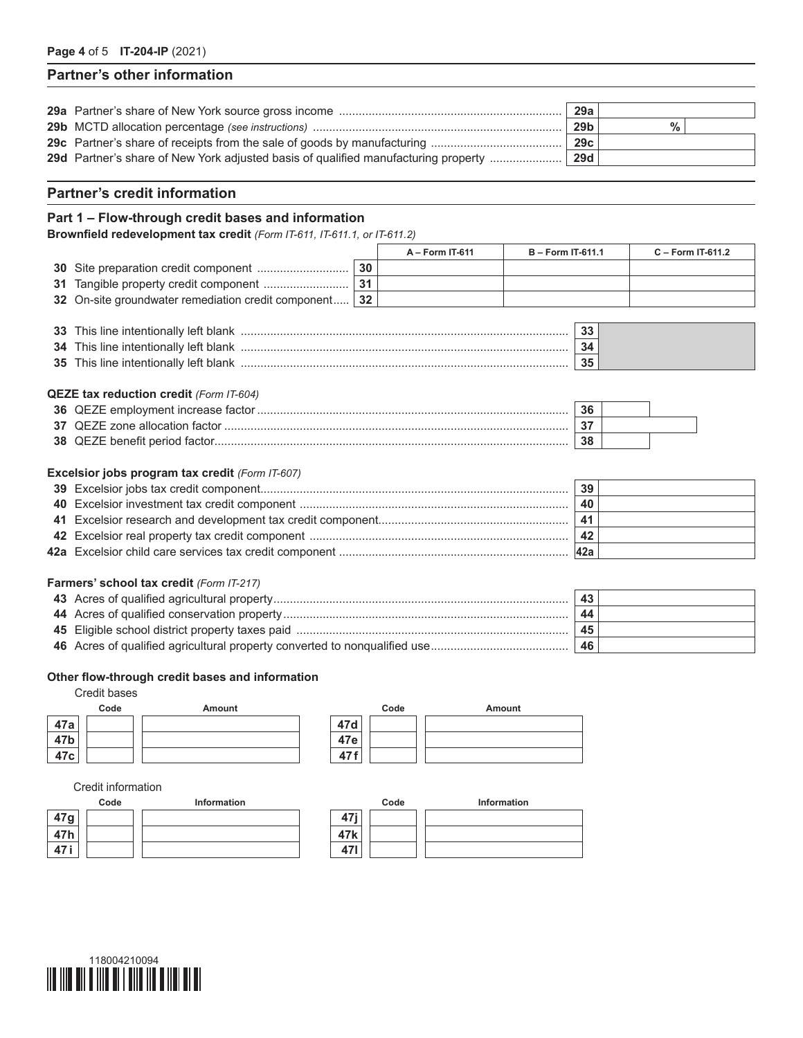## Partner's other information

| | | |
|---|---|---|
| **29a** Partner's share of New York source gross income | **29a** | |
| **29b** MCTD allocation percentage *(see instructions)* | **29b** | % |
| **29c** Partner's share of receipts from the sale of goods by manufacturing | **29c** | |
| **29d** Partner's share of New York adjusted basis of qualified manufacturing property | **29d** | |

## Partner's credit information

### Part 1 – Flow-through credit bases and information

**Brownfield redevelopment tax credit** *(Form IT-611, IT-611.1, or IT-611.2)*

| | | A – Form IT-611 | B – Form IT-611.1 | C – Form IT-611.2 |
|---|---|---|---|---|
| **30** Site preparation credit component | **30** | | | |
| **31** Tangible property credit component | **31** | | | |
| **32** On-site groundwater remediation credit component | **32** | | | |

| | | |
|---|---|---|
| **33** This line intentionally left blank | **33** | |
| **34** This line intentionally left blank | **34** | |
| **35** This line intentionally left blank | **35** | |

**QEZE tax reduction credit** *(Form IT-604)*

| | | |
|---|---|---|
| **36** QEZE employment increase factor | **36** | |
| **37** QEZE zone allocation factor | **37** | |
| **38** QEZE benefit period factor | **38** | |

**Excelsior jobs program tax credit** *(Form IT-607)*

| | | |
|---|---|---|
| **39** Excelsior jobs tax credit component | **39** | |
| **40** Excelsior investment tax credit component | **40** | |
| **41** Excelsior research and development tax credit component | **41** | |
| **42** Excelsior real property tax credit component | **42** | |
| **42a** Excelsior child care services tax credit component | **42a** | |

**Farmers' school tax credit** *(Form IT-217)*

| | | |
|---|---|---|
| **43** Acres of qualified agricultural property | **43** | |
| **44** Acres of qualified conservation property | **44** | |
| **45** Eligible school district property taxes paid | **45** | |
| **46** Acres of qualified agricultural property converted to nonqualified use | **46** | |

**Other flow-through credit bases and information**

Credit bases

| | Code | Amount | | Code | Amount |
|---|---|---|---|---|---|
| **47a** | | | **47d** | | |
| **47b** | | | **47e** | | |
| **47c** | | | **47f** | | |

Credit information

| | Code | Information | | Code | Information |
|---|---|---|---|---|---|
| **47g** | | | **47j** | | |
| **47h** | | | **47k** | | |
| **47i** | | | **47l** | | |

118004210094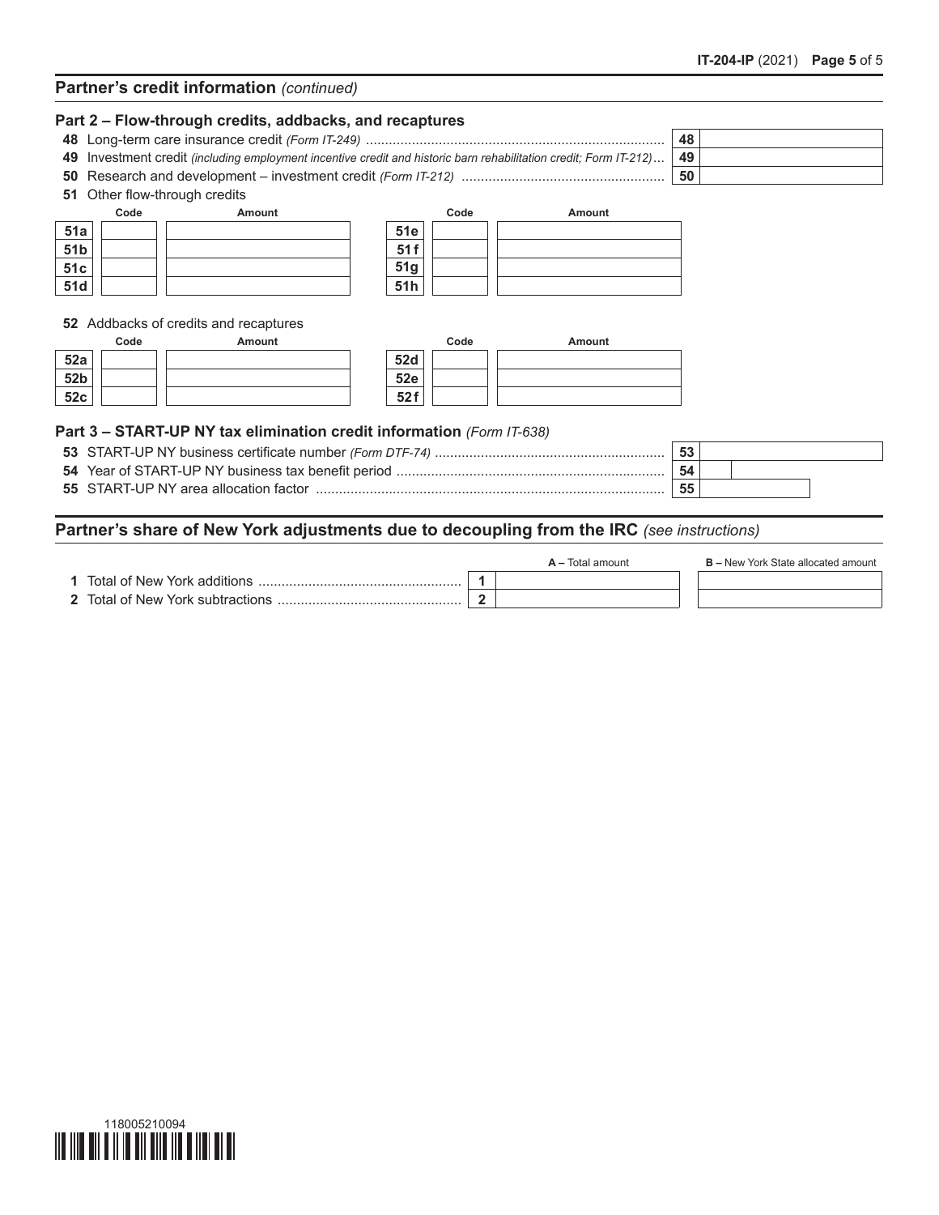## Partner's credit information *(continued)*

### Part 2 – Flow-through credits, addbacks, and recaptures

**48** Long-term care insurance credit *(Form IT-249)* .......... **48**

**49** Investment credit *(including employment incentive credit and historic barn rehabilitation credit; Form IT-212)* ... **49**

**50** Research and development – investment credit *(Form IT-212)* .......... **50**

**51** Other flow-through credits

| | Code | Amount | | Code | Amount |
|---|---|---|---|---|---|
| **51a** | | | **51e** | | |
| **51b** | | | **51f** | | |
| **51c** | | | **51g** | | |
| **51d** | | | **51h** | | |

**52** Addbacks of credits and recaptures

| | Code | Amount | | Code | Amount |
|---|---|---|---|---|---|
| **52a** | | | **52d** | | |
| **52b** | | | **52e** | | |
| **52c** | | | **52f** | | |

### Part 3 – START-UP NY tax elimination credit information *(Form IT-638)*

**53** START-UP NY business certificate number *(Form DTF-74)* .......... **53**

**54** Year of START-UP NY business tax benefit period .......... **54**

**55** START-UP NY area allocation factor .......... **55**

## Partner's share of New York adjustments due to decoupling from the IRC *(see instructions)*

| | | **A –** Total amount | **B –** New York State allocated amount |
|---|---|---|---|
| **1** Total of New York additions .......... | **1** | | |
| **2** Total of New York subtractions .......... | **2** | | |

118005210094